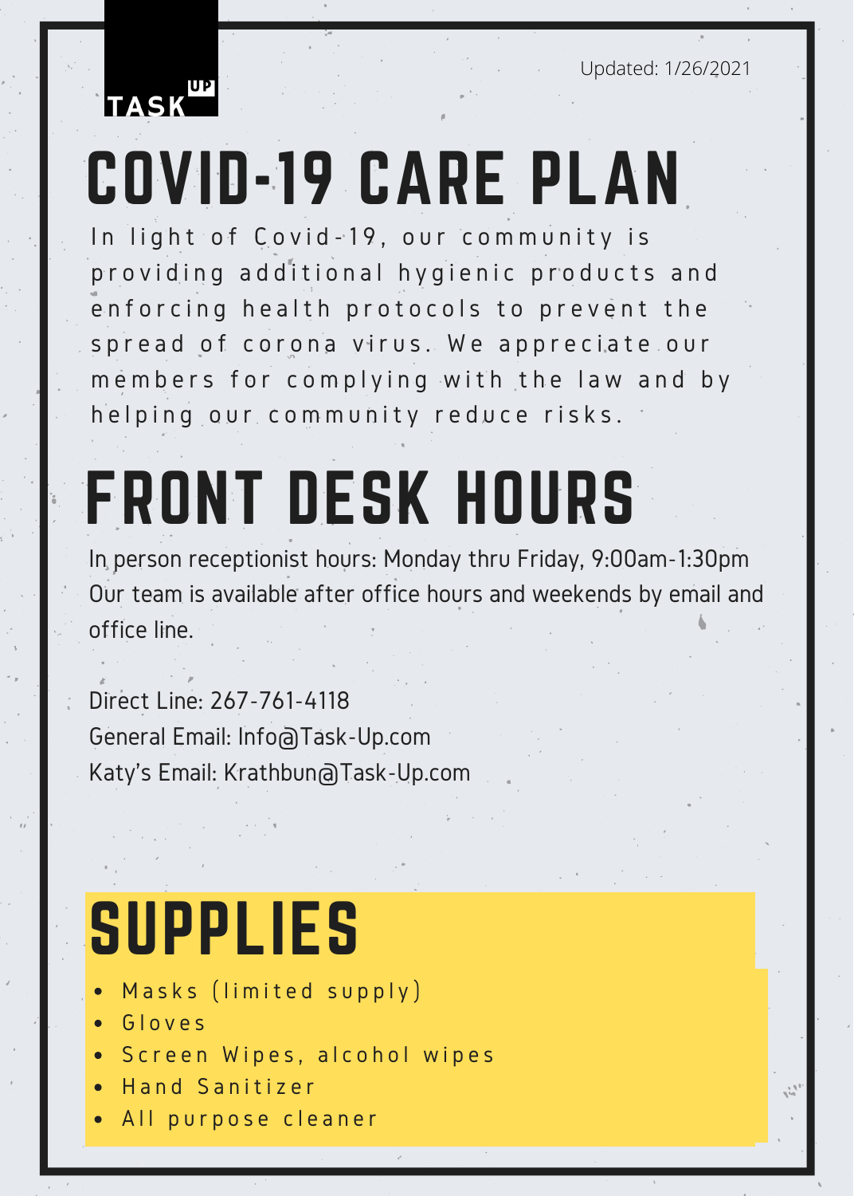TASK UP

Updated: 1/26/2021

# COVID-19 CARE PLAN

In light of Covid-19, our community is providing additional hygienic products and enforcing health protocols to prevent the spread of corona virus. We appreciate our members for complying with the law and by helping our community reduce risks.

# FRONT DESK HOURS

In person receptionist hours: Monday thru Friday, 9:00am-1:30pm
Our team is available after office hours and weekends by email and office line.

Direct Line: 267-761-4118
General Email: Info@Task-Up.com
Katy's Email: Krathbun@Task-Up.com

# SUPPLIES

- Masks (limited supply)
- Gloves
- Screen Wipes, alcohol wipes
- Hand Sanitizer
- All purpose cleaner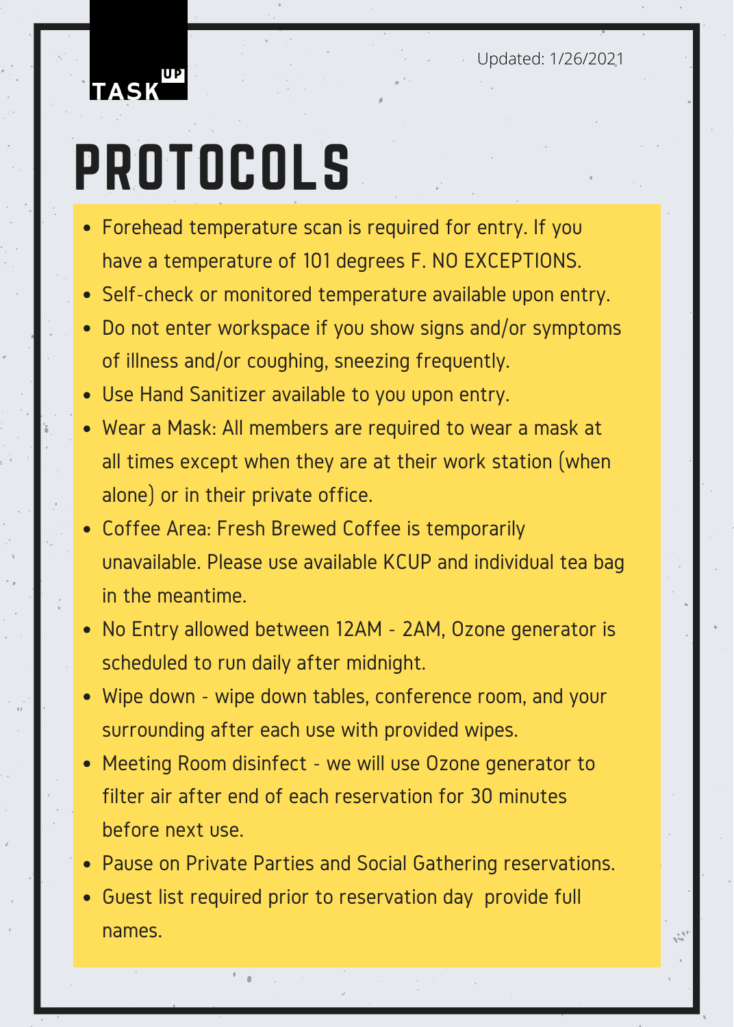TASK[UP]

Updated: 1/26/2021

# PROTOCOLS

- Forehead temperature scan is required for entry. If you have a temperature of 101 degrees F. NO EXCEPTIONS.
- Self-check or monitored temperature available upon entry.
- Do not enter workspace if you show signs and/or symptoms of illness and/or coughing, sneezing frequently.
- Use Hand Sanitizer available to you upon entry.
- Wear a Mask: All members are required to wear a mask at all times except when they are at their work station (when alone) or in their private office.
- Coffee Area: Fresh Brewed Coffee is temporarily unavailable. Please use available KCUP and individual tea bag in the meantime.
- No Entry allowed between 12AM - 2AM, Ozone generator is scheduled to run daily after midnight.
- Wipe down - wipe down tables, conference room, and your surrounding after each use with provided wipes.
- Meeting Room disinfect - we will use Ozone generator to filter air after end of each reservation for 30 minutes before next use.
- Pause on Private Parties and Social Gathering reservations.
- Guest list required prior to reservation day  provide full names.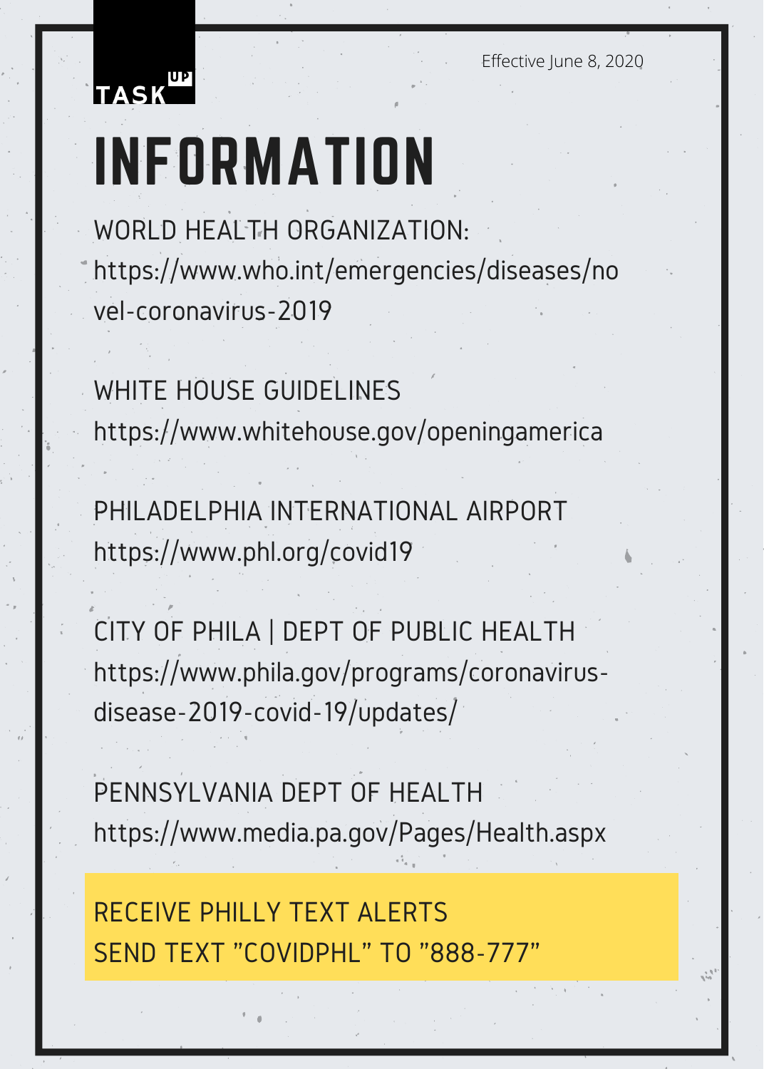TASK UP

Effective June 8, 2020

# INFORMATION

WORLD HEALTH ORGANIZATION:
https://www.who.int/emergencies/diseases/novel-coronavirus-2019

WHITE HOUSE GUIDELINES
https://www.whitehouse.gov/openingamerica

PHILADELPHIA INTERNATIONAL AIRPORT
https://www.phl.org/covid19

CITY OF PHILA | DEPT OF PUBLIC HEALTH
https://www.phila.gov/programs/coronavirus-disease-2019-covid-19/updates/

PENNSYLVANIA DEPT OF HEALTH
https://www.media.pa.gov/Pages/Health.aspx

RECEIVE PHILLY TEXT ALERTS
SEND TEXT "COVIDPHL" TO "888-777"